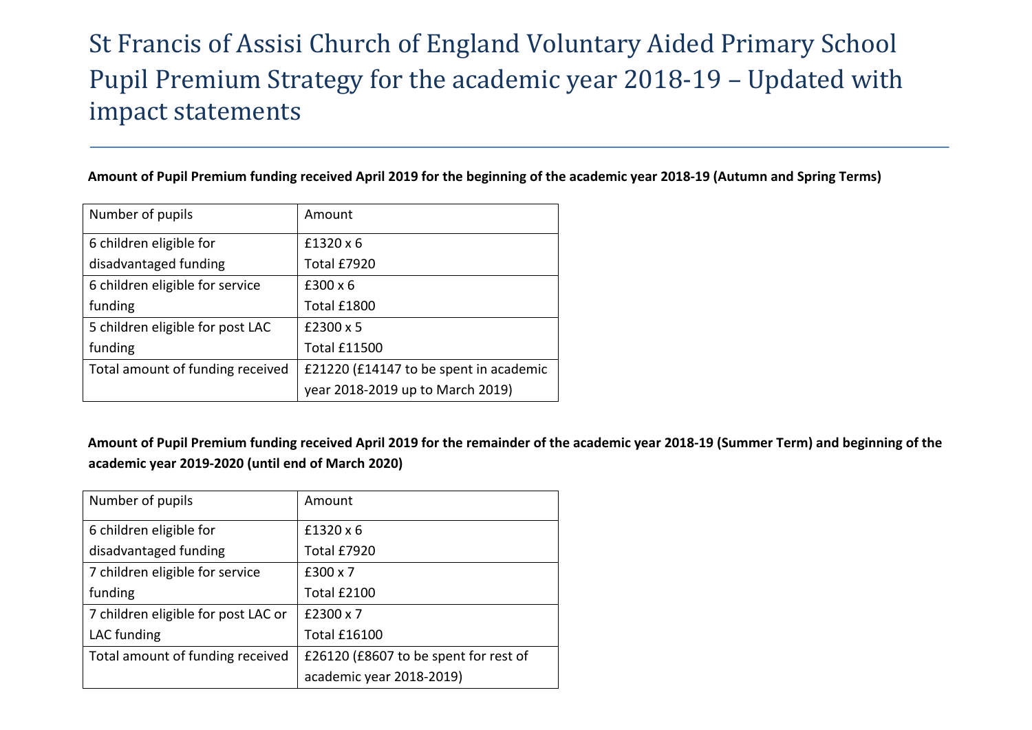# St Francis of Assisi Church of England Voluntary Aided Primary School Pupil Premium Strategy for the academic year 2018-19 – Updated with impact statements

**Amount of Pupil Premium funding received April 2019 for the beginning of the academic year 2018-19 (Autumn and Spring Terms)**

| Number of pupils | Amount |
|---|---|
| 6 children eligible for disadvantaged funding | £1320 x 6<br>Total £7920 |
| 6 children eligible for service funding | £300 x 6<br>Total £1800 |
| 5 children eligible for post LAC funding | £2300 x 5<br>Total £11500 |
| Total amount of funding received | £21220 (£14147 to be spent in academic year 2018-2019 up to March 2019) |

**Amount of Pupil Premium funding received April 2019 for the remainder of the academic year 2018-19 (Summer Term) and beginning of the academic year 2019-2020 (until end of March 2020)**

| Number of pupils | Amount |
|---|---|
| 6 children eligible for disadvantaged funding | £1320 x 6<br>Total £7920 |
| 7 children eligible for service funding | £300 x 7<br>Total £2100 |
| 7 children eligible for post LAC or LAC funding | £2300 x 7<br>Total £16100 |
| Total amount of funding received | £26120 (£8607 to be spent for rest of academic year 2018-2019) |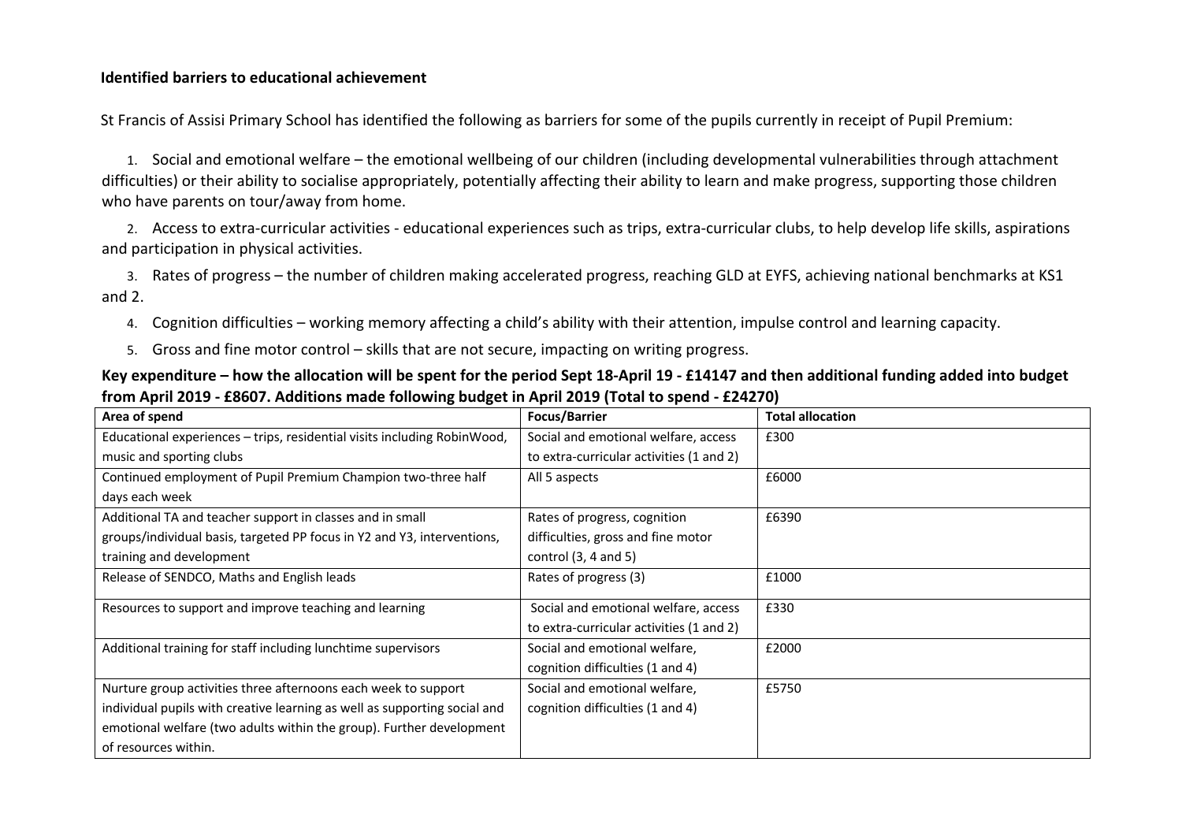**Identified barriers to educational achievement**

St Francis of Assisi Primary School has identified the following as barriers for some of the pupils currently in receipt of Pupil Premium:

1. Social and emotional welfare – the emotional wellbeing of our children (including developmental vulnerabilities through attachment difficulties) or their ability to socialise appropriately, potentially affecting their ability to learn and make progress, supporting those children who have parents on tour/away from home.
2. Access to extra-curricular activities - educational experiences such as trips, extra-curricular clubs, to help develop life skills, aspirations and participation in physical activities.
3. Rates of progress – the number of children making accelerated progress, reaching GLD at EYFS, achieving national benchmarks at KS1 and 2.
4. Cognition difficulties – working memory affecting a child's ability with their attention, impulse control and learning capacity.
5. Gross and fine motor control – skills that are not secure, impacting on writing progress.

**Key expenditure – how the allocation will be spent for the period Sept 18-April 19 - £14147 and then additional funding added into budget from April 2019 - £8607. Additions made following budget in April 2019 (Total to spend - £24270)**

| Area of spend | Focus/Barrier | Total allocation |
|---|---|---|
| Educational experiences – trips, residential visits including RobinWood, music and sporting clubs | Social and emotional welfare, access to extra-curricular activities (1 and 2) | £300 |
| Continued employment of Pupil Premium Champion two-three half days each week | All 5 aspects | £6000 |
| Additional TA and teacher support in classes and in small groups/individual basis, targeted PP focus in Y2 and Y3, interventions, training and development | Rates of progress, cognition difficulties, gross and fine motor control (3, 4 and 5) | £6390 |
| Release of SENDCO, Maths and English leads | Rates of progress (3) | £1000 |
| Resources to support and improve teaching and learning | Social and emotional welfare, access to extra-curricular activities (1 and 2) | £330 |
| Additional training for staff including lunchtime supervisors | Social and emotional welfare, cognition difficulties (1 and 4) | £2000 |
| Nurture group activities three afternoons each week to support individual pupils with creative learning as well as supporting social and emotional welfare (two adults within the group). Further development of resources within. | Social and emotional welfare, cognition difficulties (1 and 4) | £5750 |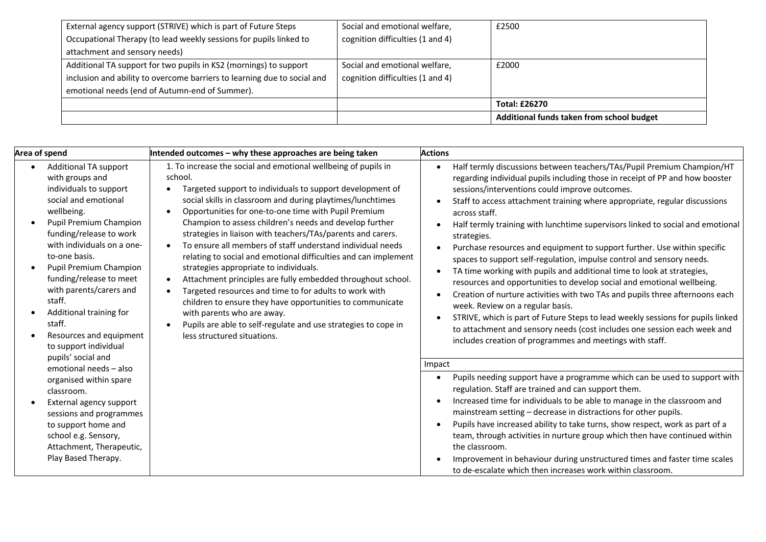| | | |
|---|---|---|
| External agency support (STRIVE) which is part of Future Steps Occupational Therapy (to lead weekly sessions for pupils linked to attachment and sensory needs) | Social and emotional welfare, cognition difficulties (1 and 4) | £2500 |
| Additional TA support for two pupils in KS2 (mornings) to support inclusion and ability to overcome barriers to learning due to social and emotional needs (end of Autumn-end of Summer). | Social and emotional welfare, cognition difficulties (1 and 4) | £2000 |
| | | **Total: £26270** |
| | | **Additional funds taken from school budget** |

| Area of spend | Intended outcomes – why these approaches are being taken | Actions |
|---|---|---|
| • Additional TA support with groups and individuals to support social and emotional wellbeing.<br>• Pupil Premium Champion funding/release to work with individuals on a one-to-one basis.<br>• Pupil Premium Champion funding/release to meet with parents/carers and staff.<br>• Additional training for staff.<br>• Resources and equipment to support individual pupils' social and emotional needs – also organised within spare classroom.<br>• External agency support sessions and programmes to support home and school e.g. Sensory, Attachment, Therapeutic, Play Based Therapy. | 1. To increase the social and emotional wellbeing of pupils in school.<br>• Targeted support to individuals to support development of social skills in classroom and during playtimes/lunchtimes<br>• Opportunities for one-to-one time with Pupil Premium Champion to assess children's needs and develop further strategies in liaison with teachers/TAs/parents and carers.<br>• To ensure all members of staff understand individual needs relating to social and emotional difficulties and can implement strategies appropriate to individuals.<br>• Attachment principles are fully embedded throughout school.<br>• Targeted resources and time to for adults to work with children to ensure they have opportunities to communicate with parents who are away.<br>• Pupils are able to self-regulate and use strategies to cope in less structured situations. | • Half termly discussions between teachers/TAs/Pupil Premium Champion/HT regarding individual pupils including those in receipt of PP and how booster sessions/interventions could improve outcomes.<br>• Staff to access attachment training where appropriate, regular discussions across staff.<br>• Half termly training with lunchtime supervisors linked to social and emotional strategies.<br>• Purchase resources and equipment to support further. Use within specific spaces to support self-regulation, impulse control and sensory needs.<br>• TA time working with pupils and additional time to look at strategies, resources and opportunities to develop social and emotional wellbeing.<br>• Creation of nurture activities with two TAs and pupils three afternoons each week. Review on a regular basis.<br>• STRIVE, which is part of Future Steps to lead weekly sessions for pupils linked to attachment and sensory needs (cost includes one session each week and includes creation of programmes and meetings with staff.<br><br>**Impact**<br>• Pupils needing support have a programme which can be used to support with regulation. Staff are trained and can support them.<br>• Increased time for individuals to be able to manage in the classroom and mainstream setting – decrease in distractions for other pupils.<br>• Pupils have increased ability to take turns, show respect, work as part of a team, through activities in nurture group which then have continued within the classroom.<br>• Improvement in behaviour during unstructured times and faster time scales to de-escalate which then increases work within classroom. |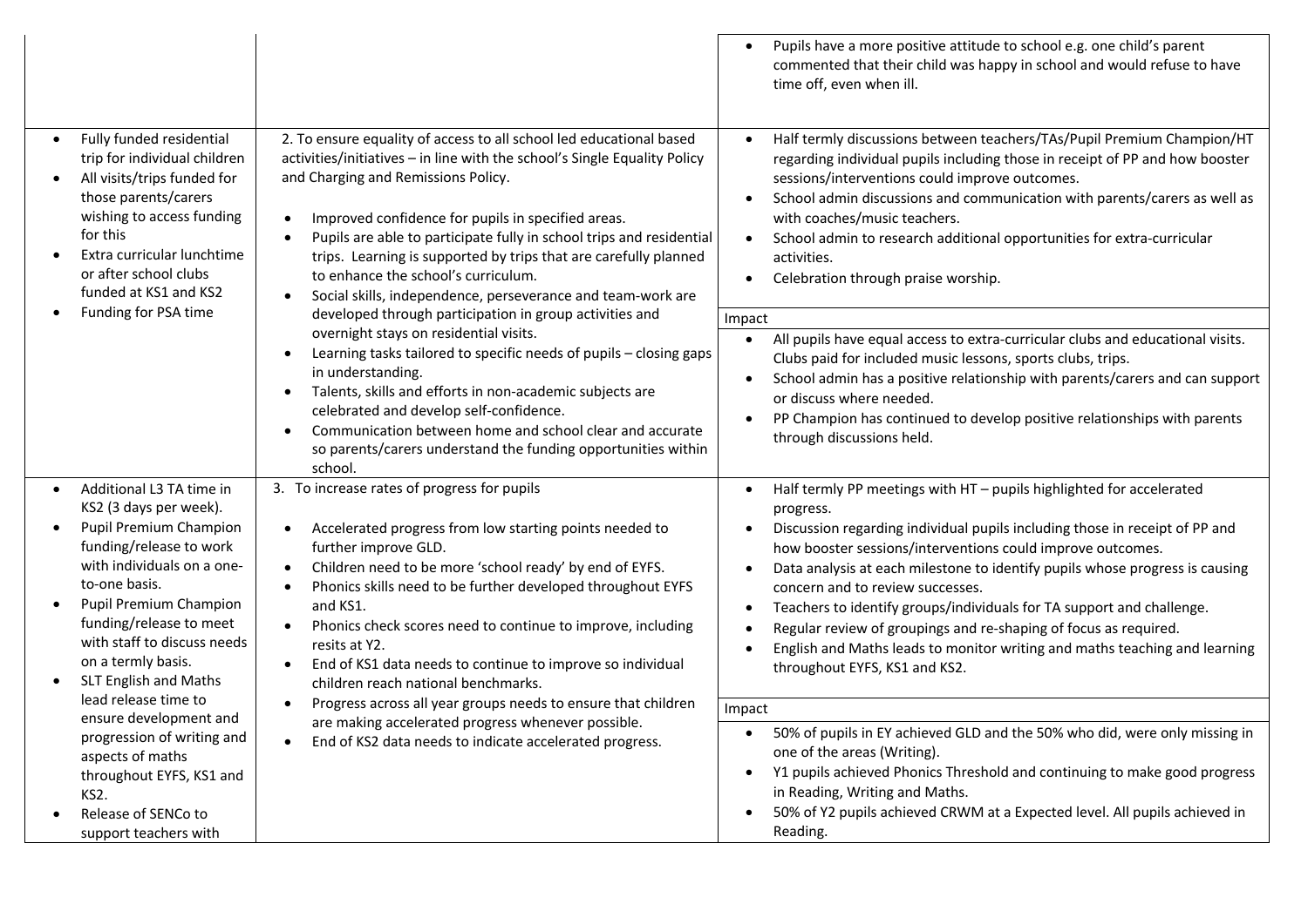| | | |
|---|---|---|
| | | • Pupils have a more positive attitude to school e.g. one child's parent commented that their child was happy in school and would refuse to have time off, even when ill. |
| • Fully funded residential trip for individual children<br>• All visits/trips funded for those parents/carers wishing to access funding for this<br>• Extra curricular lunchtime or after school clubs funded at KS1 and KS2<br>• Funding for PSA time | 2. To ensure equality of access to all school led educational based activities/initiatives – in line with the school's Single Equality Policy and Charging and Remissions Policy.<br><br>• Improved confidence for pupils in specified areas.<br>• Pupils are able to participate fully in school trips and residential trips. Learning is supported by trips that are carefully planned to enhance the school's curriculum.<br>• Social skills, independence, perseverance and team-work are developed through participation in group activities and overnight stays on residential visits.<br>• Learning tasks tailored to specific needs of pupils – closing gaps in understanding.<br>• Talents, skills and efforts in non-academic subjects are celebrated and develop self-confidence.<br>• Communication between home and school clear and accurate so parents/carers understand the funding opportunities within school. | • Half termly discussions between teachers/TAs/Pupil Premium Champion/HT regarding individual pupils including those in receipt of PP and how booster sessions/interventions could improve outcomes.<br>• School admin discussions and communication with parents/carers as well as with coaches/music teachers.<br>• School admin to research additional opportunities for extra-curricular activities.<br>• Celebration through praise worship.<br><br>Impact<br><br>• All pupils have equal access to extra-curricular clubs and educational visits. Clubs paid for included music lessons, sports clubs, trips.<br>• School admin has a positive relationship with parents/carers and can support or discuss where needed.<br>• PP Champion has continued to develop positive relationships with parents through discussions held. |
| • Additional L3 TA time in KS2 (3 days per week).<br>• Pupil Premium Champion funding/release to work with individuals on a one-to-one basis.<br>• Pupil Premium Champion funding/release to meet with staff to discuss needs on a termly basis.<br>• SLT English and Maths lead release time to ensure development and progression of writing and aspects of maths throughout EYFS, KS1 and KS2.<br>• Release of SENCo to support teachers with | 3. To increase rates of progress for pupils<br><br>• Accelerated progress from low starting points needed to further improve GLD.<br>• Children need to be more 'school ready' by end of EYFS.<br>• Phonics skills need to be further developed throughout EYFS and KS1.<br>• Phonics check scores need to continue to improve, including resits at Y2.<br>• End of KS1 data needs to continue to improve so individual children reach national benchmarks.<br>• Progress across all year groups needs to ensure that children are making accelerated progress whenever possible.<br>• End of KS2 data needs to indicate accelerated progress. | • Half termly PP meetings with HT – pupils highlighted for accelerated progress.<br>• Discussion regarding individual pupils including those in receipt of PP and how booster sessions/interventions could improve outcomes.<br>• Data analysis at each milestone to identify pupils whose progress is causing concern and to review successes.<br>• Teachers to identify groups/individuals for TA support and challenge.<br>• Regular review of groupings and re-shaping of focus as required.<br>• English and Maths leads to monitor writing and maths teaching and learning throughout EYFS, KS1 and KS2.<br><br>Impact<br><br>• 50% of pupils in EY achieved GLD and the 50% who did, were only missing in one of the areas (Writing).<br>• Y1 pupils achieved Phonics Threshold and continuing to make good progress in Reading, Writing and Maths.<br>• 50% of Y2 pupils achieved CRWM at a Expected level. All pupils achieved in Reading. |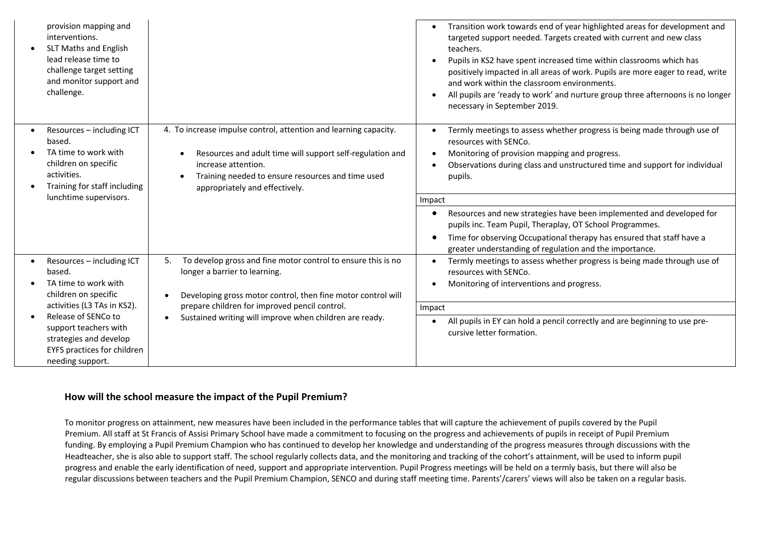| | | |
|---|---|---|
| provision mapping and interventions.<br>• SLT Maths and English lead release time to challenge target setting and monitor support and challenge. | | • Transition work towards end of year highlighted areas for development and targeted support needed. Targets created with current and new class teachers.<br>• Pupils in KS2 have spent increased time within classrooms which has positively impacted in all areas of work. Pupils are more eager to read, write and work within the classroom environments.<br>• All pupils are 'ready to work' and nurture group three afternoons is no longer necessary in September 2019. |
| • Resources – including ICT based.<br>• TA time to work with children on specific activities.<br>• Training for staff including lunchtime supervisors. | 4. To increase impulse control, attention and learning capacity.<br>• Resources and adult time will support self-regulation and increase attention.<br>• Training needed to ensure resources and time used appropriately and effectively. | • Termly meetings to assess whether progress is being made through use of resources with SENCo.<br>• Monitoring of provision mapping and progress.<br>• Observations during class and unstructured time and support for individual pupils.<br><br>Impact<br>• Resources and new strategies have been implemented and developed for pupils inc. Team Pupil, Theraplay, OT School Programmes.<br>• Time for observing Occupational therapy has ensured that staff have a greater understanding of regulation and the importance. |
| • Resources – including ICT based.<br>• TA time to work with children on specific activities (L3 TAs in KS2).<br>• Release of SENCo to support teachers with strategies and develop EYFS practices for children needing support. | 5. To develop gross and fine motor control to ensure this is no longer a barrier to learning.<br>• Developing gross motor control, then fine motor control will prepare children for improved pencil control.<br>• Sustained writing will improve when children are ready. | • Termly meetings to assess whether progress is being made through use of resources with SENCo.<br>• Monitoring of interventions and progress.<br><br>Impact<br>• All pupils in EY can hold a pencil correctly and are beginning to use pre-cursive letter formation. |

## How will the school measure the impact of the Pupil Premium?

To monitor progress on attainment, new measures have been included in the performance tables that will capture the achievement of pupils covered by the Pupil Premium. All staff at St Francis of Assisi Primary School have made a commitment to focusing on the progress and achievements of pupils in receipt of Pupil Premium funding. By employing a Pupil Premium Champion who has continued to develop her knowledge and understanding of the progress measures through discussions with the Headteacher, she is also able to support staff. The school regularly collects data, and the monitoring and tracking of the cohort's attainment, will be used to inform pupil progress and enable the early identification of need, support and appropriate intervention. Pupil Progress meetings will be held on a termly basis, but there will also be regular discussions between teachers and the Pupil Premium Champion, SENCO and during staff meeting time. Parents'/carers' views will also be taken on a regular basis.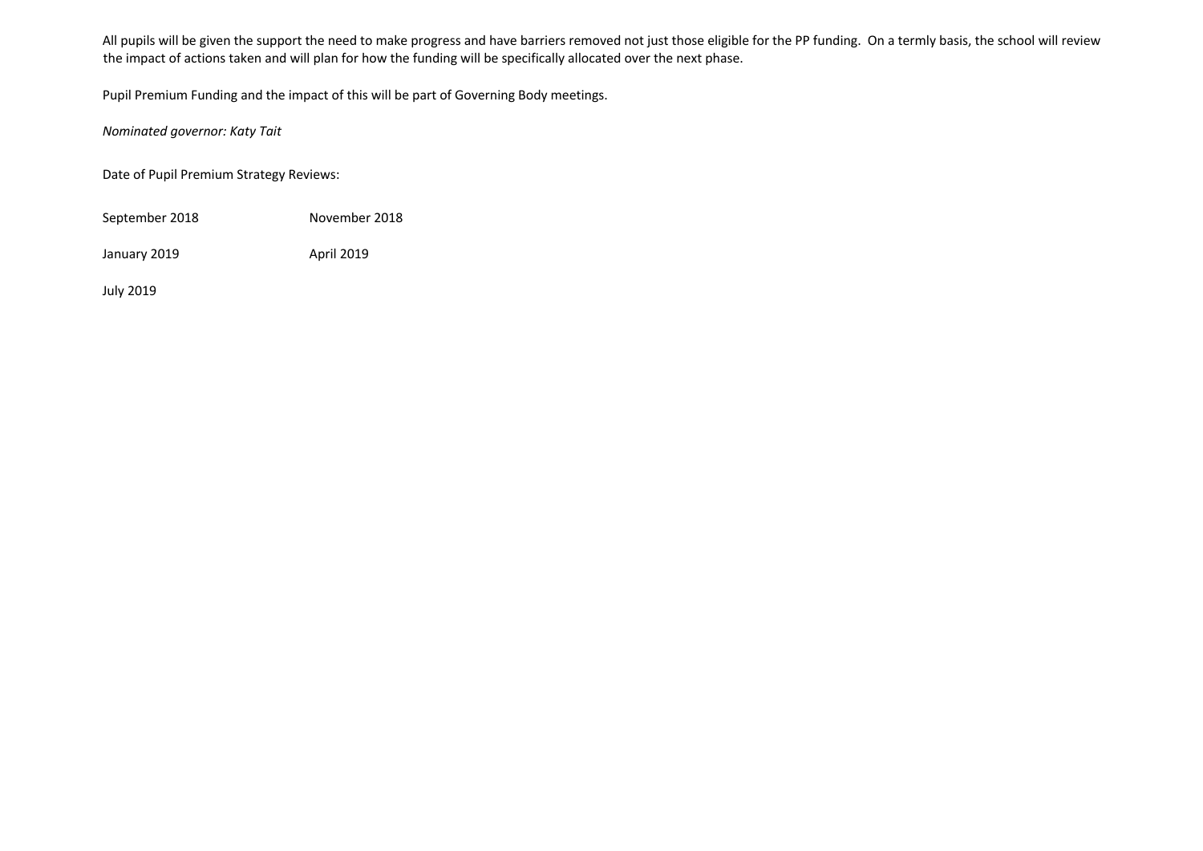All pupils will be given the support the need to make progress and have barriers removed not just those eligible for the PP funding.  On a termly basis, the school will review the impact of actions taken and will plan for how the funding will be specifically allocated over the next phase.

Pupil Premium Funding and the impact of this will be part of Governing Body meetings.

*Nominated governor: Katy Tait*

Date of Pupil Premium Strategy Reviews:

| | |
|---|---|
| September 2018 | November 2018 |
| January 2019 | April 2019 |
| July 2019 | |